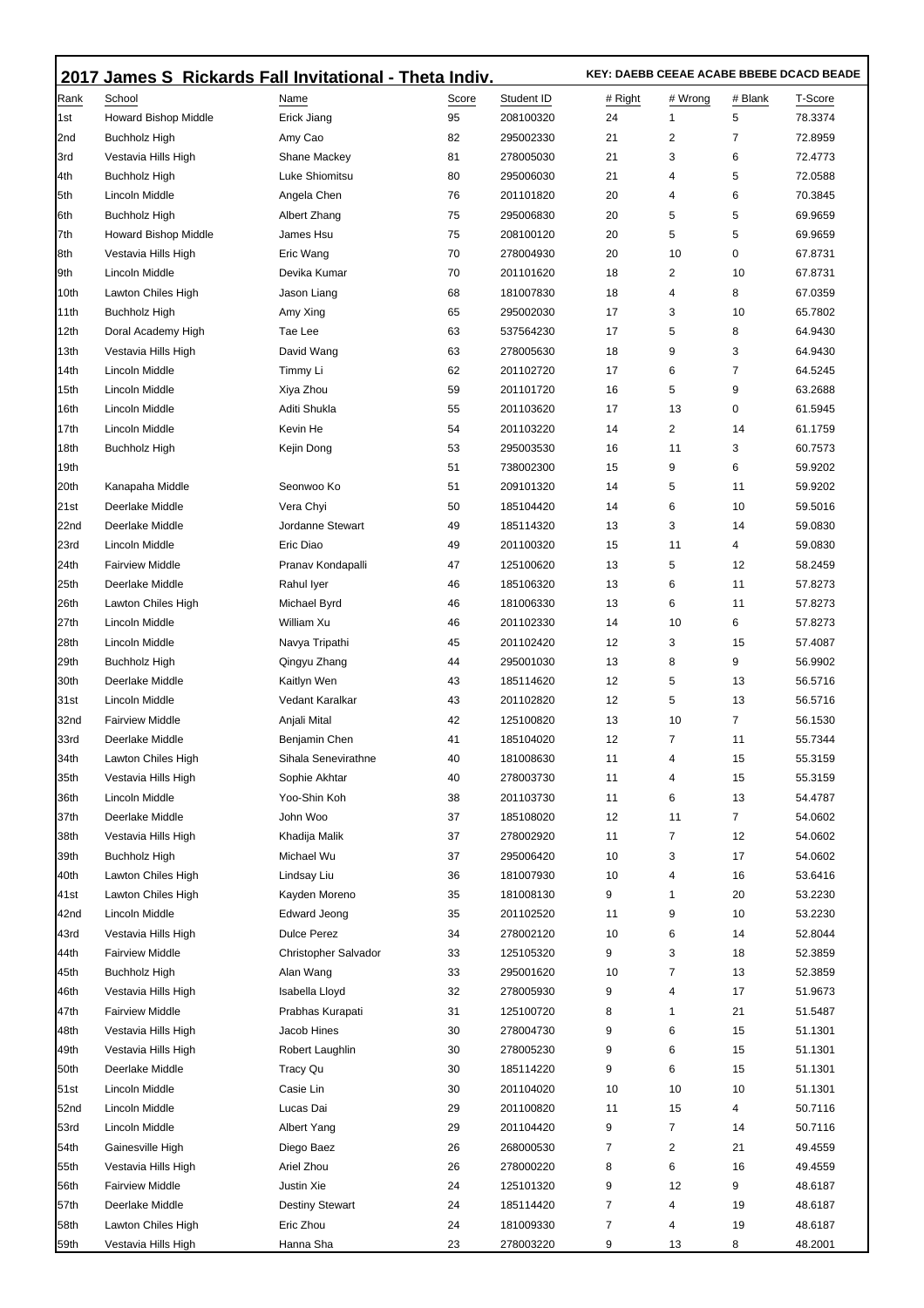## 2017 James S Rickards Fall Invitational - Theta Indiv.

**KEY: DAEBB CEEAE ACABE BBEBE DCACD BEADE**

| Rank | School | Name | Score | Student ID | # Right | # Wrong | # Blank | T-Score |
|---|---|---|---|---|---|---|---|---|
| 1st | Howard Bishop Middle | Erick Jiang | 95 | 208100320 | 24 | 1 | 5 | 78.3374 |
| 2nd | Buchholz High | Amy Cao | 82 | 295002330 | 21 | 2 | 7 | 72.8959 |
| 3rd | Vestavia Hills High | Shane Mackey | 81 | 278005030 | 21 | 3 | 6 | 72.4773 |
| 4th | Buchholz High | Luke Shiomitsu | 80 | 295006030 | 21 | 4 | 5 | 72.0588 |
| 5th | Lincoln Middle | Angela Chen | 76 | 201101820 | 20 | 4 | 6 | 70.3845 |
| 6th | Buchholz High | Albert Zhang | 75 | 295006830 | 20 | 5 | 5 | 69.9659 |
| 7th | Howard Bishop Middle | James Hsu | 75 | 208100120 | 20 | 5 | 5 | 69.9659 |
| 8th | Vestavia Hills High | Eric Wang | 70 | 278004930 | 20 | 10 | 0 | 67.8731 |
| 9th | Lincoln Middle | Devika Kumar | 70 | 201101620 | 18 | 2 | 10 | 67.8731 |
| 10th | Lawton Chiles High | Jason Liang | 68 | 181007830 | 18 | 4 | 8 | 67.0359 |
| 11th | Buchholz High | Amy Xing | 65 | 295002030 | 17 | 3 | 10 | 65.7802 |
| 12th | Doral Academy High | Tae Lee | 63 | 537564230 | 17 | 5 | 8 | 64.9430 |
| 13th | Vestavia Hills High | David Wang | 63 | 278005630 | 18 | 9 | 3 | 64.9430 |
| 14th | Lincoln Middle | Timmy Li | 62 | 201102720 | 17 | 6 | 7 | 64.5245 |
| 15th | Lincoln Middle | Xiya Zhou | 59 | 201101720 | 16 | 5 | 9 | 63.2688 |
| 16th | Lincoln Middle | Aditi Shukla | 55 | 201103620 | 17 | 13 | 0 | 61.5945 |
| 17th | Lincoln Middle | Kevin He | 54 | 201103220 | 14 | 2 | 14 | 61.1759 |
| 18th | Buchholz High | Kejin Dong | 53 | 295003530 | 16 | 11 | 3 | 60.7573 |
| 19th | | | 51 | 738002300 | 15 | 9 | 6 | 59.9202 |
| 20th | Kanapaha Middle | Seonwoo Ko | 51 | 209101320 | 14 | 5 | 11 | 59.9202 |
| 21st | Deerlake Middle | Vera Chyi | 50 | 185104420 | 14 | 6 | 10 | 59.5016 |
| 22nd | Deerlake Middle | Jordanne Stewart | 49 | 185114320 | 13 | 3 | 14 | 59.0830 |
| 23rd | Lincoln Middle | Eric Diao | 49 | 201100320 | 15 | 11 | 4 | 59.0830 |
| 24th | Fairview Middle | Pranav Kondapalli | 47 | 125100620 | 13 | 5 | 12 | 58.2459 |
| 25th | Deerlake Middle | Rahul Iyer | 46 | 185106320 | 13 | 6 | 11 | 57.8273 |
| 26th | Lawton Chiles High | Michael Byrd | 46 | 181006330 | 13 | 6 | 11 | 57.8273 |
| 27th | Lincoln Middle | William Xu | 46 | 201102330 | 14 | 10 | 6 | 57.8273 |
| 28th | Lincoln Middle | Navya Tripathi | 45 | 201102420 | 12 | 3 | 15 | 57.4087 |
| 29th | Buchholz High | Qingyu Zhang | 44 | 295001030 | 13 | 8 | 9 | 56.9902 |
| 30th | Deerlake Middle | Kaitlyn Wen | 43 | 185114620 | 12 | 5 | 13 | 56.5716 |
| 31st | Lincoln Middle | Vedant Karalkar | 43 | 201102820 | 12 | 5 | 13 | 56.5716 |
| 32nd | Fairview Middle | Anjali Mital | 42 | 125100820 | 13 | 10 | 7 | 56.1530 |
| 33rd | Deerlake Middle | Benjamin Chen | 41 | 185104020 | 12 | 7 | 11 | 55.7344 |
| 34th | Lawton Chiles High | Sihala Senevirathne | 40 | 181008630 | 11 | 4 | 15 | 55.3159 |
| 35th | Vestavia Hills High | Sophie Akhtar | 40 | 278003730 | 11 | 4 | 15 | 55.3159 |
| 36th | Lincoln Middle | Yoo-Shin Koh | 38 | 201103730 | 11 | 6 | 13 | 54.4787 |
| 37th | Deerlake Middle | John Woo | 37 | 185108020 | 12 | 11 | 7 | 54.0602 |
| 38th | Vestavia Hills High | Khadija Malik | 37 | 278002920 | 11 | 7 | 12 | 54.0602 |
| 39th | Buchholz High | Michael Wu | 37 | 295006420 | 10 | 3 | 17 | 54.0602 |
| 40th | Lawton Chiles High | Lindsay Liu | 36 | 181007930 | 10 | 4 | 16 | 53.6416 |
| 41st | Lawton Chiles High | Kayden Moreno | 35 | 181008130 | 9 | 1 | 20 | 53.2230 |
| 42nd | Lincoln Middle | Edward Jeong | 35 | 201102520 | 11 | 9 | 10 | 53.2230 |
| 43rd | Vestavia Hills High | Dulce Perez | 34 | 278002120 | 10 | 6 | 14 | 52.8044 |
| 44th | Fairview Middle | Christopher Salvador | 33 | 125105320 | 9 | 3 | 18 | 52.3859 |
| 45th | Buchholz High | Alan Wang | 33 | 295001620 | 10 | 7 | 13 | 52.3859 |
| 46th | Vestavia Hills High | Isabella Lloyd | 32 | 278005930 | 9 | 4 | 17 | 51.9673 |
| 47th | Fairview Middle | Prabhas Kurapati | 31 | 125100720 | 8 | 1 | 21 | 51.5487 |
| 48th | Vestavia Hills High | Jacob Hines | 30 | 278004730 | 9 | 6 | 15 | 51.1301 |
| 49th | Vestavia Hills High | Robert Laughlin | 30 | 278005230 | 9 | 6 | 15 | 51.1301 |
| 50th | Deerlake Middle | Tracy Qu | 30 | 185114220 | 9 | 6 | 15 | 51.1301 |
| 51st | Lincoln Middle | Casie Lin | 30 | 201104020 | 10 | 10 | 10 | 51.1301 |
| 52nd | Lincoln Middle | Lucas Dai | 29 | 201100820 | 11 | 15 | 4 | 50.7116 |
| 53rd | Lincoln Middle | Albert Yang | 29 | 201104420 | 9 | 7 | 14 | 50.7116 |
| 54th | Gainesville High | Diego Baez | 26 | 268000530 | 7 | 2 | 21 | 49.4559 |
| 55th | Vestavia Hills High | Ariel Zhou | 26 | 278000220 | 8 | 6 | 16 | 49.4559 |
| 56th | Fairview Middle | Justin Xie | 24 | 125101320 | 9 | 12 | 9 | 48.6187 |
| 57th | Deerlake Middle | Destiny Stewart | 24 | 185114420 | 7 | 4 | 19 | 48.6187 |
| 58th | Lawton Chiles High | Eric Zhou | 24 | 181009330 | 7 | 4 | 19 | 48.6187 |
| 59th | Vestavia Hills High | Hanna Sha | 23 | 278003220 | 9 | 13 | 8 | 48.2001 |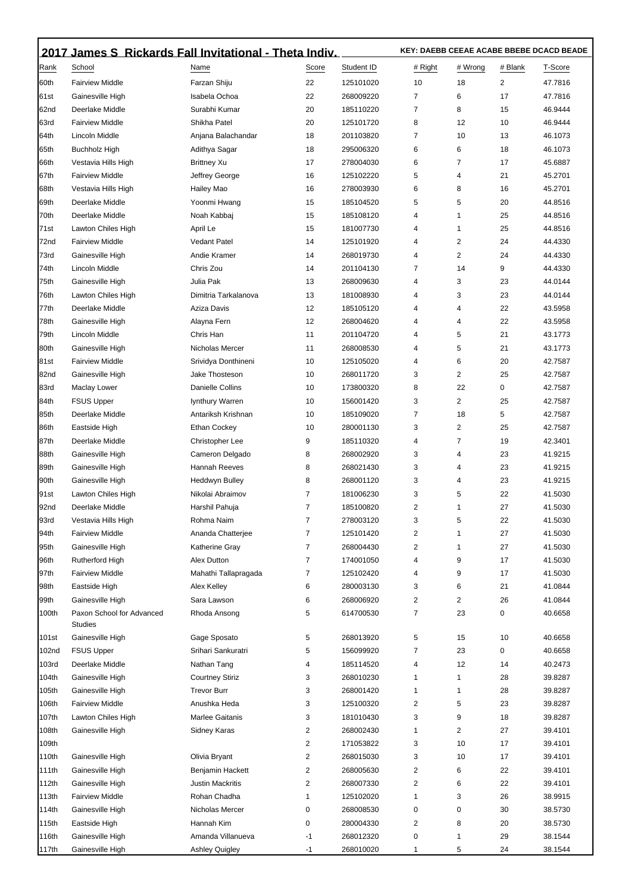## 2017 James S Rickards Fall Invitational - Theta Indiv.

**KEY: DAEBB CEEAE ACABE BBEBE DCACD BEADE**

| Rank | School | Name | Score | Student ID | # Right | # Wrong | # Blank | T-Score |
|---|---|---|---|---|---|---|---|---|
| 60th | Fairview Middle | Farzan Shiju | 22 | 125101020 | 10 | 18 | 2 | 47.7816 |
| 61st | Gainesville High | Isabela Ochoa | 22 | 268009220 | 7 | 6 | 17 | 47.7816 |
| 62nd | Deerlake Middle | Surabhi Kumar | 20 | 185110220 | 7 | 8 | 15 | 46.9444 |
| 63rd | Fairview Middle | Shikha Patel | 20 | 125101720 | 8 | 12 | 10 | 46.9444 |
| 64th | Lincoln Middle | Anjana Balachandar | 18 | 201103820 | 7 | 10 | 13 | 46.1073 |
| 65th | Buchholz High | Adithya Sagar | 18 | 295006320 | 6 | 6 | 18 | 46.1073 |
| 66th | Vestavia Hills High | Brittney Xu | 17 | 278004030 | 6 | 7 | 17 | 45.6887 |
| 67th | Fairview Middle | Jeffrey George | 16 | 125102220 | 5 | 4 | 21 | 45.2701 |
| 68th | Vestavia Hills High | Hailey Mao | 16 | 278003930 | 6 | 8 | 16 | 45.2701 |
| 69th | Deerlake Middle | Yoonmi Hwang | 15 | 185104520 | 5 | 5 | 20 | 44.8516 |
| 70th | Deerlake Middle | Noah Kabbaj | 15 | 185108120 | 4 | 1 | 25 | 44.8516 |
| 71st | Lawton Chiles High | April Le | 15 | 181007730 | 4 | 1 | 25 | 44.8516 |
| 72nd | Fairview Middle | Vedant Patel | 14 | 125101920 | 4 | 2 | 24 | 44.4330 |
| 73rd | Gainesville High | Andie Kramer | 14 | 268019730 | 4 | 2 | 24 | 44.4330 |
| 74th | Lincoln Middle | Chris Zou | 14 | 201104130 | 7 | 14 | 9 | 44.4330 |
| 75th | Gainesville High | Julia Pak | 13 | 268009630 | 4 | 3 | 23 | 44.0144 |
| 76th | Lawton Chiles High | Dimitria Tarkalanova | 13 | 181008930 | 4 | 3 | 23 | 44.0144 |
| 77th | Deerlake Middle | Aziza Davis | 12 | 185105120 | 4 | 4 | 22 | 43.5958 |
| 78th | Gainesville High | Alayna Fern | 12 | 268004620 | 4 | 4 | 22 | 43.5958 |
| 79th | Lincoln Middle | Chris Han | 11 | 201104720 | 4 | 5 | 21 | 43.1773 |
| 80th | Gainesville High | Nicholas Mercer | 11 | 268008530 | 4 | 5 | 21 | 43.1773 |
| 81st | Fairview Middle | Srividya Donthineni | 10 | 125105020 | 4 | 6 | 20 | 42.7587 |
| 82nd | Gainesville High | Jake Thosteson | 10 | 268011720 | 3 | 2 | 25 | 42.7587 |
| 83rd | Maclay Lower | Danielle Collins | 10 | 173800320 | 8 | 22 | 0 | 42.7587 |
| 84th | FSUS Upper | Iynthury Warren | 10 | 156001420 | 3 | 2 | 25 | 42.7587 |
| 85th | Deerlake Middle | Antariksh Krishnan | 10 | 185109020 | 7 | 18 | 5 | 42.7587 |
| 86th | Eastside High | Ethan Cockey | 10 | 280001130 | 3 | 2 | 25 | 42.7587 |
| 87th | Deerlake Middle | Christopher Lee | 9 | 185110320 | 4 | 7 | 19 | 42.3401 |
| 88th | Gainesville High | Cameron Delgado | 8 | 268002920 | 3 | 4 | 23 | 41.9215 |
| 89th | Gainesville High | Hannah Reeves | 8 | 268021430 | 3 | 4 | 23 | 41.9215 |
| 90th | Gainesville High | Heddwyn Bulley | 8 | 268001120 | 3 | 4 | 23 | 41.9215 |
| 91st | Lawton Chiles High | Nikolai Abraimov | 7 | 181006230 | 3 | 5 | 22 | 41.5030 |
| 92nd | Deerlake Middle | Harshil Pahuja | 7 | 185100820 | 2 | 1 | 27 | 41.5030 |
| 93rd | Vestavia Hills High | Rohma Naim | 7 | 278003120 | 3 | 5 | 22 | 41.5030 |
| 94th | Fairview Middle | Ananda Chatterjee | 7 | 125101420 | 2 | 1 | 27 | 41.5030 |
| 95th | Gainesville High | Katherine Gray | 7 | 268004430 | 2 | 1 | 27 | 41.5030 |
| 96th | Rutherford High | Alex Dutton | 7 | 174001050 | 4 | 9 | 17 | 41.5030 |
| 97th | Fairview Middle | Mahathi Tallapragada | 7 | 125102420 | 4 | 9 | 17 | 41.5030 |
| 98th | Eastside High | Alex Kelley | 6 | 280003130 | 3 | 6 | 21 | 41.0844 |
| 99th | Gainesville High | Sara Lawson | 6 | 268006920 | 2 | 2 | 26 | 41.0844 |
| 100th | Paxon School for Advanced Studies | Rhoda Ansong | 5 | 614700530 | 7 | 23 | 0 | 40.6658 |
| 101st | Gainesville High | Gage Sposato | 5 | 268013920 | 5 | 15 | 10 | 40.6658 |
| 102nd | FSUS Upper | Srihari Sankuratri | 5 | 156099920 | 7 | 23 | 0 | 40.6658 |
| 103rd | Deerlake Middle | Nathan Tang | 4 | 185114520 | 4 | 12 | 14 | 40.2473 |
| 104th | Gainesville High | Courtney Stiriz | 3 | 268010230 | 1 | 1 | 28 | 39.8287 |
| 105th | Gainesville High | Trevor Burr | 3 | 268001420 | 1 | 1 | 28 | 39.8287 |
| 106th | Fairview Middle | Anushka Heda | 3 | 125100320 | 2 | 5 | 23 | 39.8287 |
| 107th | Lawton Chiles High | Marlee Gaitanis | 3 | 181010430 | 3 | 9 | 18 | 39.8287 |
| 108th | Gainesville High | Sidney Karas | 2 | 268002430 | 1 | 2 | 27 | 39.4101 |
| 109th | | | 2 | 171053822 | 3 | 10 | 17 | 39.4101 |
| 110th | Gainesville High | Olivia Bryant | 2 | 268015030 | 3 | 10 | 17 | 39.4101 |
| 111th | Gainesville High | Benjamin Hackett | 2 | 268005630 | 2 | 6 | 22 | 39.4101 |
| 112th | Gainesville High | Justin Mackritis | 2 | 268007330 | 2 | 6 | 22 | 39.4101 |
| 113th | Fairview Middle | Rohan Chadha | 1 | 125102020 | 1 | 3 | 26 | 38.9915 |
| 114th | Gainesville High | Nicholas Mercer | 0 | 268008530 | 0 | 0 | 30 | 38.5730 |
| 115th | Eastside High | Hannah Kim | 0 | 280004330 | 2 | 8 | 20 | 38.5730 |
| 116th | Gainesville High | Amanda Villanueva | -1 | 268012320 | 0 | 1 | 29 | 38.1544 |
| 117th | Gainesville High | Ashley Quigley | -1 | 268010020 | 1 | 5 | 24 | 38.1544 |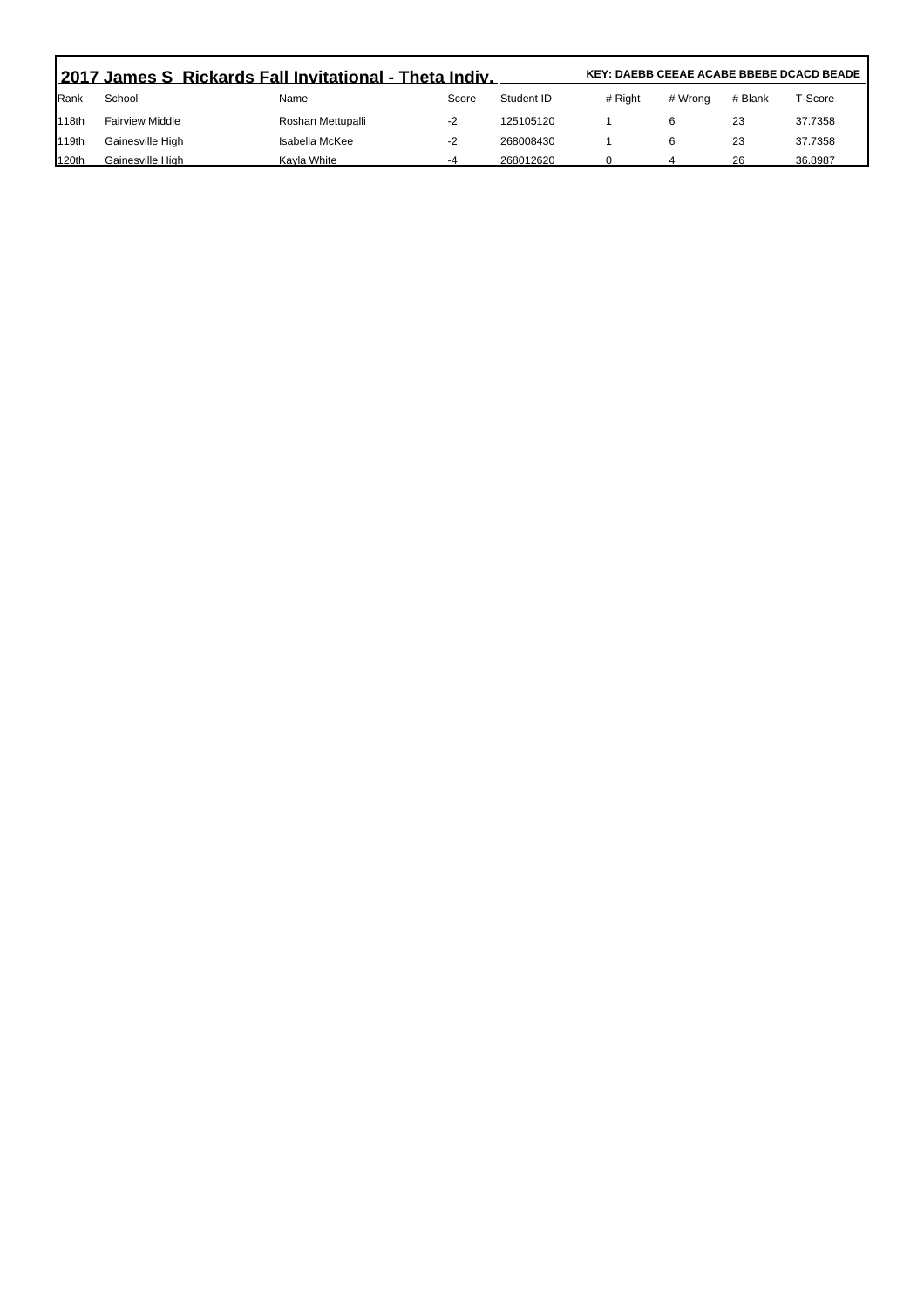## 2017 James S Rickards Fall Invitational - Theta Indiv.

**KEY: DAEBB CEEAE ACABE BBEBE DCACD BEADE**

| Rank | School | Name | Score | Student ID | # Right | # Wrong | # Blank | T-Score |
|---|---|---|---|---|---|---|---|---|
| 118th | Fairview Middle | Roshan Mettupalli | -2 | 125105120 | 1 | 6 | 23 | 37.7358 |
| 119th | Gainesville High | Isabella McKee | -2 | 268008430 | 1 | 6 | 23 | 37.7358 |
| 120th | Gainesville High | Kayla White | -4 | 268012620 | 0 | 4 | 26 | 36.8987 |